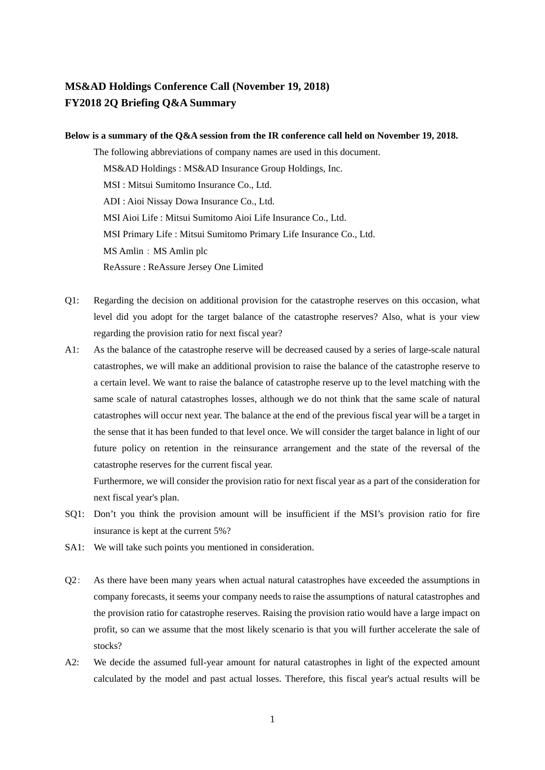# MS&AD Holdings Conference Call (November 19, 2018)
# FY2018 2Q Briefing Q&A Summary

**Below is a summary of the Q&A session from the IR conference call held on November 19, 2018.**

The following abbreviations of company names are used in this document.

MS&AD Holdings : MS&AD Insurance Group Holdings, Inc.
MSI : Mitsui Sumitomo Insurance Co., Ltd.
ADI : Aioi Nissay Dowa Insurance Co., Ltd.
MSI Aioi Life : Mitsui Sumitomo Aioi Life Insurance Co., Ltd.
MSI Primary Life : Mitsui Sumitomo Primary Life Insurance Co., Ltd.
MS Amlin：MS Amlin plc
ReAssure : ReAssure Jersey One Limited

Q1: Regarding the decision on additional provision for the catastrophe reserves on this occasion, what level did you adopt for the target balance of the catastrophe reserves? Also, what is your view regarding the provision ratio for next fiscal year?

A1: As the balance of the catastrophe reserve will be decreased caused by a series of large-scale natural catastrophes, we will make an additional provision to raise the balance of the catastrophe reserve to a certain level. We want to raise the balance of catastrophe reserve up to the level matching with the same scale of natural catastrophes losses, although we do not think that the same scale of natural catastrophes will occur next year. The balance at the end of the previous fiscal year will be a target in the sense that it has been funded to that level once. We will consider the target balance in light of our future policy on retention in the reinsurance arrangement and the state of the reversal of the catastrophe reserves for the current fiscal year.
Furthermore, we will consider the provision ratio for next fiscal year as a part of the consideration for next fiscal year's plan.

SQ1: Don't you think the provision amount will be insufficient if the MSI's provision ratio for fire insurance is kept at the current 5%?

SA1: We will take such points you mentioned in consideration.

Q2： As there have been many years when actual natural catastrophes have exceeded the assumptions in company forecasts, it seems your company needs to raise the assumptions of natural catastrophes and the provision ratio for catastrophe reserves. Raising the provision ratio would have a large impact on profit, so can we assume that the most likely scenario is that you will further accelerate the sale of stocks?

A2: We decide the assumed full-year amount for natural catastrophes in light of the expected amount calculated by the model and past actual losses. Therefore, this fiscal year's actual results will be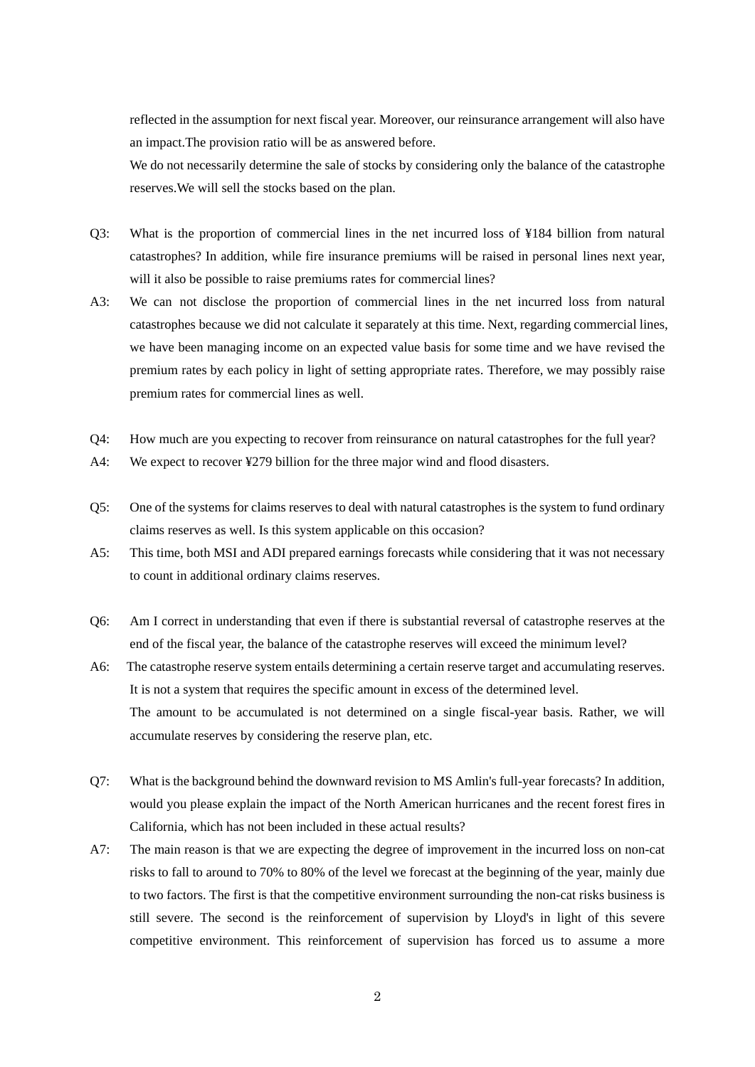reflected in the assumption for next fiscal year. Moreover, our reinsurance arrangement will also have an impact.The provision ratio will be as answered before.

We do not necessarily determine the sale of stocks by considering only the balance of the catastrophe reserves.We will sell the stocks based on the plan.

Q3: What is the proportion of commercial lines in the net incurred loss of ¥184 billion from natural catastrophes? In addition, while fire insurance premiums will be raised in personal lines next year, will it also be possible to raise premiums rates for commercial lines?

A3: We can not disclose the proportion of commercial lines in the net incurred loss from natural catastrophes because we did not calculate it separately at this time. Next, regarding commercial lines, we have been managing income on an expected value basis for some time and we have revised the premium rates by each policy in light of setting appropriate rates. Therefore, we may possibly raise premium rates for commercial lines as well.

Q4: How much are you expecting to recover from reinsurance on natural catastrophes for the full year?

A4: We expect to recover ¥279 billion for the three major wind and flood disasters.

Q5: One of the systems for claims reserves to deal with natural catastrophes is the system to fund ordinary claims reserves as well. Is this system applicable on this occasion?

A5: This time, both MSI and ADI prepared earnings forecasts while considering that it was not necessary to count in additional ordinary claims reserves.

Q6: Am I correct in understanding that even if there is substantial reversal of catastrophe reserves at the end of the fiscal year, the balance of the catastrophe reserves will exceed the minimum level?

A6: The catastrophe reserve system entails determining a certain reserve target and accumulating reserves. It is not a system that requires the specific amount in excess of the determined level.

The amount to be accumulated is not determined on a single fiscal-year basis. Rather, we will accumulate reserves by considering the reserve plan, etc.

Q7: What is the background behind the downward revision to MS Amlin's full-year forecasts? In addition, would you please explain the impact of the North American hurricanes and the recent forest fires in California, which has not been included in these actual results?

A7: The main reason is that we are expecting the degree of improvement in the incurred loss on non-cat risks to fall to around to 70% to 80% of the level we forecast at the beginning of the year, mainly due to two factors. The first is that the competitive environment surrounding the non-cat risks business is still severe. The second is the reinforcement of supervision by Lloyd's in light of this severe competitive environment. This reinforcement of supervision has forced us to assume a more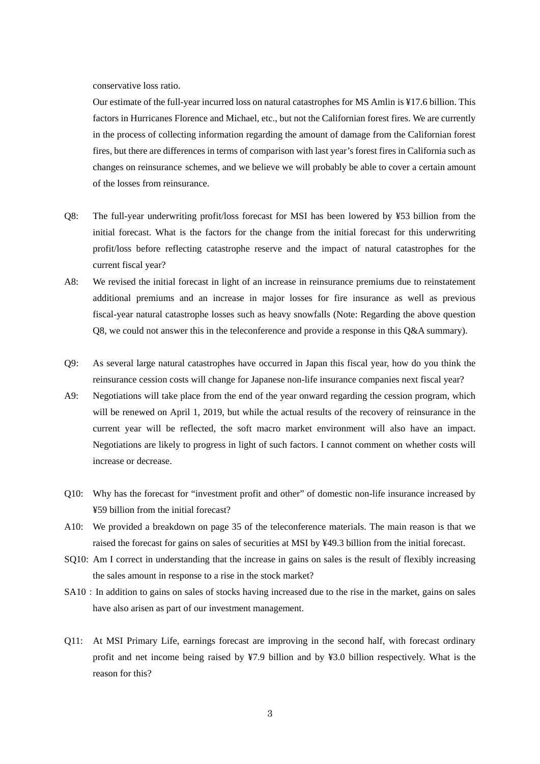conservative loss ratio.

Our estimate of the full-year incurred loss on natural catastrophes for MS Amlin is ¥17.6 billion. This factors in Hurricanes Florence and Michael, etc., but not the Californian forest fires. We are currently in the process of collecting information regarding the amount of damage from the Californian forest fires, but there are differences in terms of comparison with last year's forest fires in California such as changes on reinsurance schemes, and we believe we will probably be able to cover a certain amount of the losses from reinsurance.

Q8: The full-year underwriting profit/loss forecast for MSI has been lowered by ¥53 billion from the initial forecast. What is the factors for the change from the initial forecast for this underwriting profit/loss before reflecting catastrophe reserve and the impact of natural catastrophes for the current fiscal year?

A8: We revised the initial forecast in light of an increase in reinsurance premiums due to reinstatement additional premiums and an increase in major losses for fire insurance as well as previous fiscal-year natural catastrophe losses such as heavy snowfalls (Note: Regarding the above question Q8, we could not answer this in the teleconference and provide a response in this Q&A summary).

Q9: As several large natural catastrophes have occurred in Japan this fiscal year, how do you think the reinsurance cession costs will change for Japanese non-life insurance companies next fiscal year?

A9: Negotiations will take place from the end of the year onward regarding the cession program, which will be renewed on April 1, 2019, but while the actual results of the recovery of reinsurance in the current year will be reflected, the soft macro market environment will also have an impact. Negotiations are likely to progress in light of such factors. I cannot comment on whether costs will increase or decrease.

Q10: Why has the forecast for "investment profit and other" of domestic non-life insurance increased by ¥59 billion from the initial forecast?

A10: We provided a breakdown on page 35 of the teleconference materials. The main reason is that we raised the forecast for gains on sales of securities at MSI by ¥49.3 billion from the initial forecast.

SQ10: Am I correct in understanding that the increase in gains on sales is the result of flexibly increasing the sales amount in response to a rise in the stock market?

SA10 : In addition to gains on sales of stocks having increased due to the rise in the market, gains on sales have also arisen as part of our investment management.

Q11: At MSI Primary Life, earnings forecast are improving in the second half, with forecast ordinary profit and net income being raised by ¥7.9 billion and by ¥3.0 billion respectively. What is the reason for this?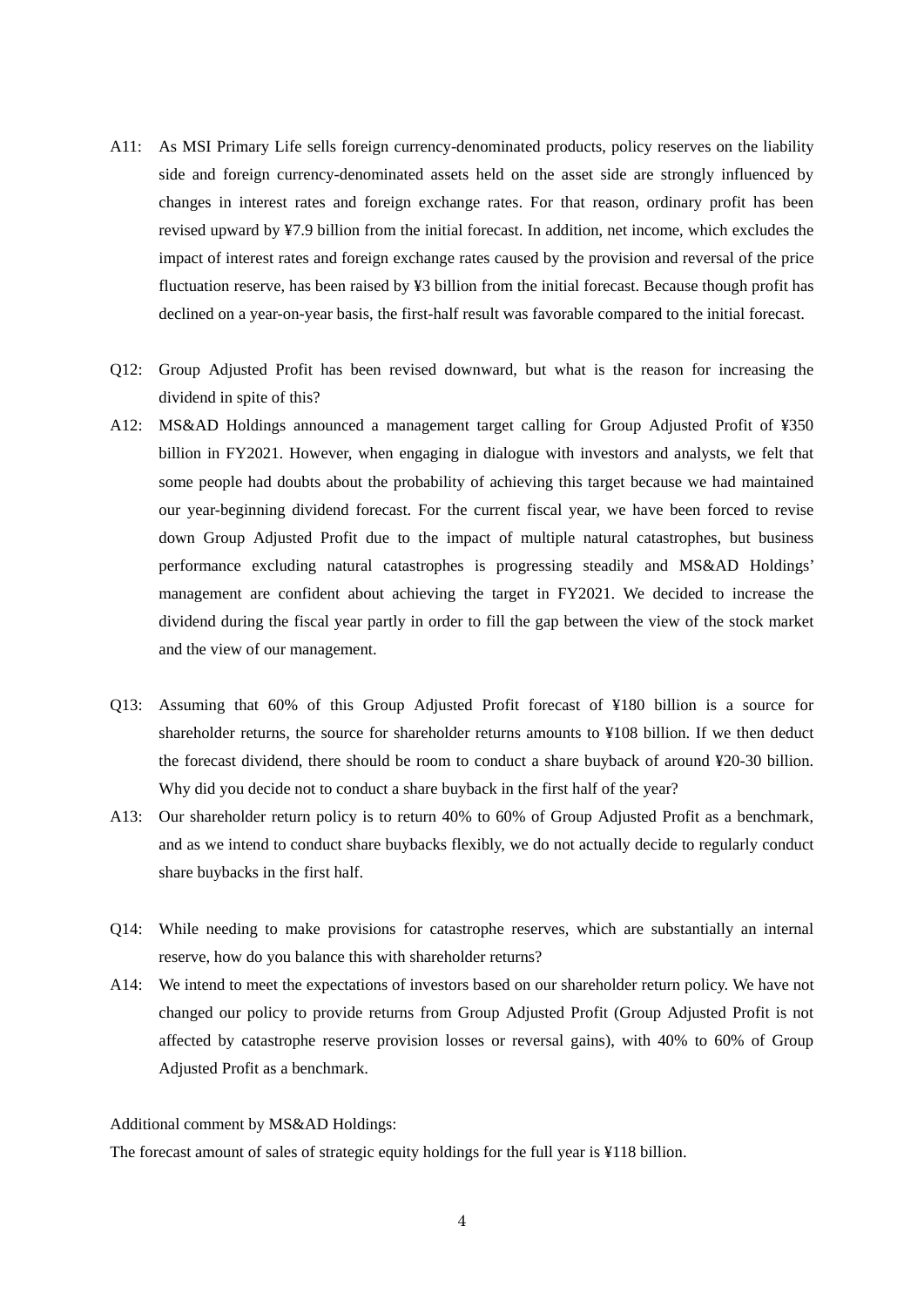A11: As MSI Primary Life sells foreign currency-denominated products, policy reserves on the liability side and foreign currency-denominated assets held on the asset side are strongly influenced by changes in interest rates and foreign exchange rates. For that reason, ordinary profit has been revised upward by ¥7.9 billion from the initial forecast. In addition, net income, which excludes the impact of interest rates and foreign exchange rates caused by the provision and reversal of the price fluctuation reserve, has been raised by ¥3 billion from the initial forecast. Because though profit has declined on a year-on-year basis, the first-half result was favorable compared to the initial forecast.

Q12: Group Adjusted Profit has been revised downward, but what is the reason for increasing the dividend in spite of this?

A12: MS&AD Holdings announced a management target calling for Group Adjusted Profit of ¥350 billion in FY2021. However, when engaging in dialogue with investors and analysts, we felt that some people had doubts about the probability of achieving this target because we had maintained our year-beginning dividend forecast. For the current fiscal year, we have been forced to revise down Group Adjusted Profit due to the impact of multiple natural catastrophes, but business performance excluding natural catastrophes is progressing steadily and MS&AD Holdings' management are confident about achieving the target in FY2021. We decided to increase the dividend during the fiscal year partly in order to fill the gap between the view of the stock market and the view of our management.

Q13: Assuming that 60% of this Group Adjusted Profit forecast of ¥180 billion is a source for shareholder returns, the source for shareholder returns amounts to ¥108 billion. If we then deduct the forecast dividend, there should be room to conduct a share buyback of around ¥20-30 billion. Why did you decide not to conduct a share buyback in the first half of the year?

A13: Our shareholder return policy is to return 40% to 60% of Group Adjusted Profit as a benchmark, and as we intend to conduct share buybacks flexibly, we do not actually decide to regularly conduct share buybacks in the first half.

Q14: While needing to make provisions for catastrophe reserves, which are substantially an internal reserve, how do you balance this with shareholder returns?

A14: We intend to meet the expectations of investors based on our shareholder return policy. We have not changed our policy to provide returns from Group Adjusted Profit (Group Adjusted Profit is not affected by catastrophe reserve provision losses or reversal gains), with 40% to 60% of Group Adjusted Profit as a benchmark.

Additional comment by MS&AD Holdings:

The forecast amount of sales of strategic equity holdings for the full year is ¥118 billion.